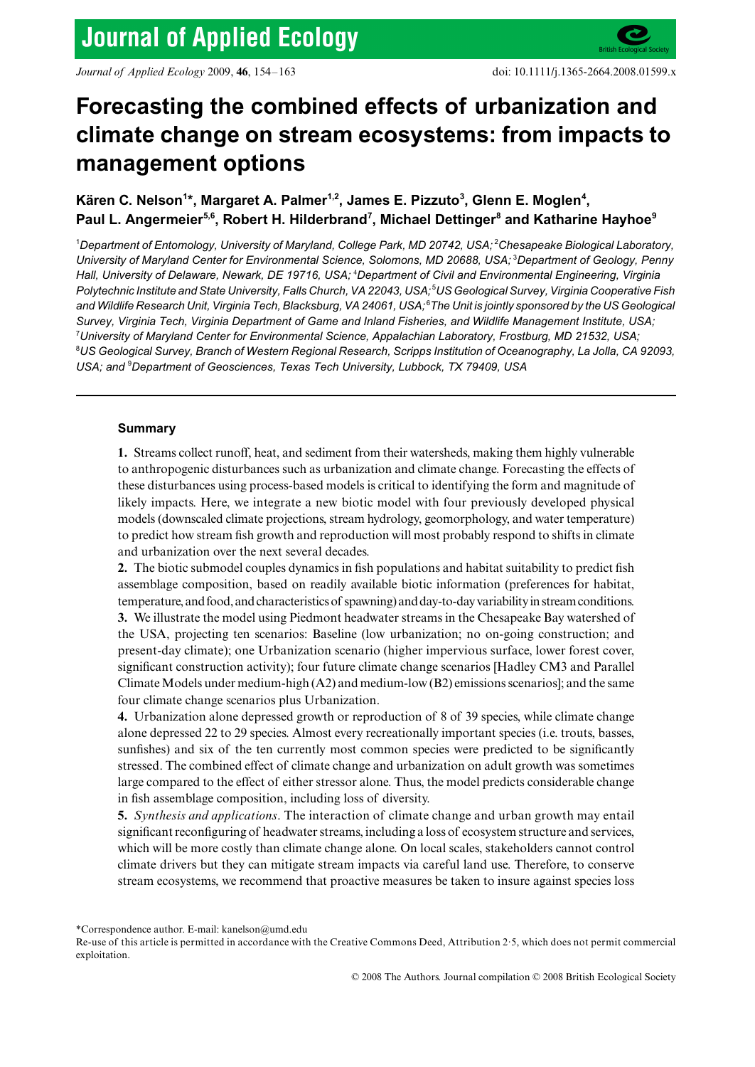# Forecasting the combined effects of urbanization and climate change on stream ecosystems: from impacts to management options

**Kären C. Nelson[1]*, Margaret A. Palmer[1,2], James E. Pizzuto[3], Glenn E. Moglen[4], Paul L. Angermeier[5,6], Robert H. Hilderbrand[7], Michael Dettinger[8] and Katharine Hayhoe[9]**

[1]*Department of Entomology, University of Maryland, College Park, MD 20742, USA;* [2]*Chesapeake Biological Laboratory, University of Maryland Center for Environmental Science, Solomons, MD 20688, USA;* [3]*Department of Geology, Penny Hall, University of Delaware, Newark, DE 19716, USA;* [4]*Department of Civil and Environmental Engineering, Virginia Polytechnic Institute and State University, Falls Church, VA 22043, USA;* [5]*US Geological Survey, Virginia Cooperative Fish and Wildlife Research Unit, Virginia Tech, Blacksburg, VA 24061, USA;* [6]*The Unit is jointly sponsored by the US Geological Survey, Virginia Tech, Virginia Department of Game and Inland Fisheries, and Wildlife Management Institute, USA;* [7]*University of Maryland Center for Environmental Science, Appalachian Laboratory, Frostburg, MD 21532, USA;* [8]*US Geological Survey, Branch of Western Regional Research, Scripps Institution of Oceanography, La Jolla, CA 92093, USA; and* [9]*Department of Geosciences, Texas Tech University, Lubbock, TX 79409, USA*

---

## Summary

**1.** Streams collect runoff, heat, and sediment from their watersheds, making them highly vulnerable to anthropogenic disturbances such as urbanization and climate change. Forecasting the effects of these disturbances using process-based models is critical to identifying the form and magnitude of likely impacts. Here, we integrate a new biotic model with four previously developed physical models (downscaled climate projections, stream hydrology, geomorphology, and water temperature) to predict how stream fish growth and reproduction will most probably respond to shifts in climate and urbanization over the next several decades.

**2.** The biotic submodel couples dynamics in fish populations and habitat suitability to predict fish assemblage composition, based on readily available biotic information (preferences for habitat, temperature, and food, and characteristics of spawning) and day-to-day variability in stream conditions.

**3.** We illustrate the model using Piedmont headwater streams in the Chesapeake Bay watershed of the USA, projecting ten scenarios: Baseline (low urbanization; no on-going construction; and present-day climate); one Urbanization scenario (higher impervious surface, lower forest cover, significant construction activity); four future climate change scenarios [Hadley CM3 and Parallel Climate Models under medium-high (A2) and medium-low (B2) emissions scenarios]; and the same four climate change scenarios plus Urbanization.

**4.** Urbanization alone depressed growth or reproduction of 8 of 39 species, while climate change alone depressed 22 to 29 species. Almost every recreationally important species (i.e. trouts, basses, sunfishes) and six of the ten currently most common species were predicted to be significantly stressed. The combined effect of climate change and urbanization on adult growth was sometimes large compared to the effect of either stressor alone. Thus, the model predicts considerable change in fish assemblage composition, including loss of diversity.

**5.** *Synthesis and applications*. The interaction of climate change and urban growth may entail significant reconfiguring of headwater streams, including a loss of ecosystem structure and services, which will be more costly than climate change alone. On local scales, stakeholders cannot control climate drivers but they can mitigate stream impacts via careful land use. Therefore, to conserve stream ecosystems, we recommend that proactive measures be taken to insure against species loss

---

*Correspondence author. E-mail: kanelson@umd.edu

Re-use of this article is permitted in accordance with the Creative Commons Deed, Attribution 2·5, which does not permit commercial exploitation.

© 2008 The Authors. Journal compilation © 2008 British Ecological Society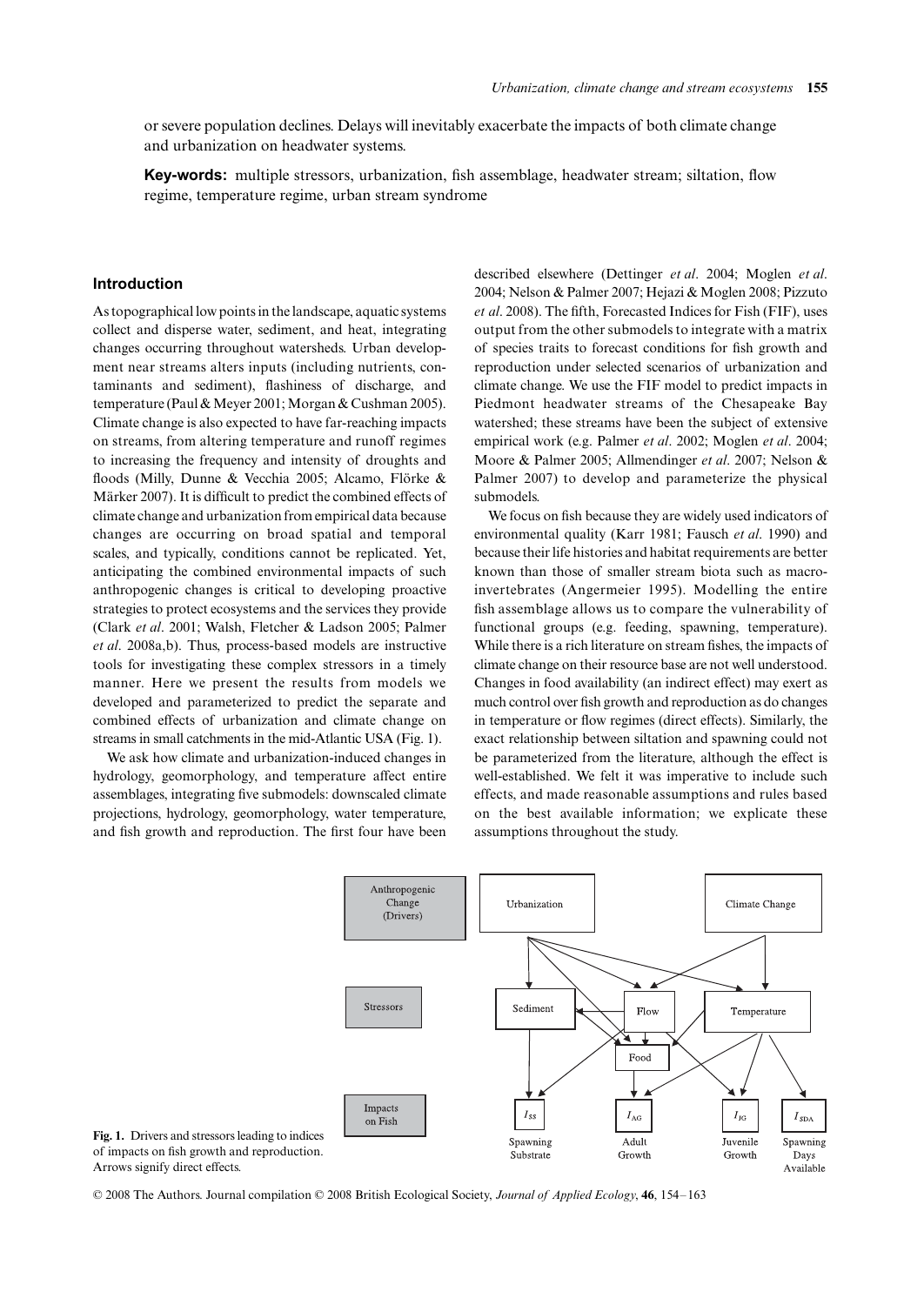or severe population declines. Delays will inevitably exacerbate the impacts of both climate change and urbanization on headwater systems.

**Key-words:** multiple stressors, urbanization, fish assemblage, headwater stream; siltation, flow regime, temperature regime, urban stream syndrome

## Introduction

As topographical low points in the landscape, aquatic systems collect and disperse water, sediment, and heat, integrating changes occurring throughout watersheds. Urban development near streams alters inputs (including nutrients, contaminants and sediment), flashiness of discharge, and temperature (Paul & Meyer 2001; Morgan & Cushman 2005). Climate change is also expected to have far-reaching impacts on streams, from altering temperature and runoff regimes to increasing the frequency and intensity of droughts and floods (Milly, Dunne & Vecchia 2005; Alcamo, Flörke & Märker 2007). It is difficult to predict the combined effects of climate change and urbanization from empirical data because changes are occurring on broad spatial and temporal scales, and typically, conditions cannot be replicated. Yet, anticipating the combined environmental impacts of such anthropogenic changes is critical to developing proactive strategies to protect ecosystems and the services they provide (Clark *et al*. 2001; Walsh, Fletcher & Ladson 2005; Palmer *et al*. 2008a,b). Thus, process-based models are instructive tools for investigating these complex stressors in a timely manner. Here we present the results from models we developed and parameterized to predict the separate and combined effects of urbanization and climate change on streams in small catchments in the mid-Atlantic USA (Fig. 1).

We ask how climate and urbanization-induced changes in hydrology, geomorphology, and temperature affect entire assemblages, integrating five submodels: downscaled climate projections, hydrology, geomorphology, water temperature, and fish growth and reproduction. The first four have been described elsewhere (Dettinger *et al*. 2004; Moglen *et al*. 2004; Nelson & Palmer 2007; Hejazi & Moglen 2008; Pizzuto *et al*. 2008). The fifth, Forecasted Indices for Fish (FIF), uses output from the other submodels to integrate with a matrix of species traits to forecast conditions for fish growth and reproduction under selected scenarios of urbanization and climate change. We use the FIF model to predict impacts in Piedmont headwater streams of the Chesapeake Bay watershed; these streams have been the subject of extensive empirical work (e.g. Palmer *et al*. 2002; Moglen *et al*. 2004; Moore & Palmer 2005; Allmendinger *et al*. 2007; Nelson & Palmer 2007) to develop and parameterize the physical submodels.

We focus on fish because they are widely used indicators of environmental quality (Karr 1981; Fausch *et al*. 1990) and because their life histories and habitat requirements are better known than those of smaller stream biota such as macroinvertebrates (Angermeier 1995). Modelling the entire fish assemblage allows us to compare the vulnerability of functional groups (e.g. feeding, spawning, temperature). While there is a rich literature on stream fishes, the impacts of climate change on their resource base are not well understood. Changes in food availability (an indirect effect) may exert as much control over fish growth and reproduction as do changes in temperature or flow regimes (direct effects). Similarly, the exact relationship between siltation and spawning could not be parameterized from the literature, although the effect is well-established. We felt it was imperative to include such effects, and made reasonable assumptions and rules based on the best available information; we explicate these assumptions throughout the study.

**Fig. 1.** Drivers and stressors leading to indices of impacts on fish growth and reproduction. Arrows signify direct effects.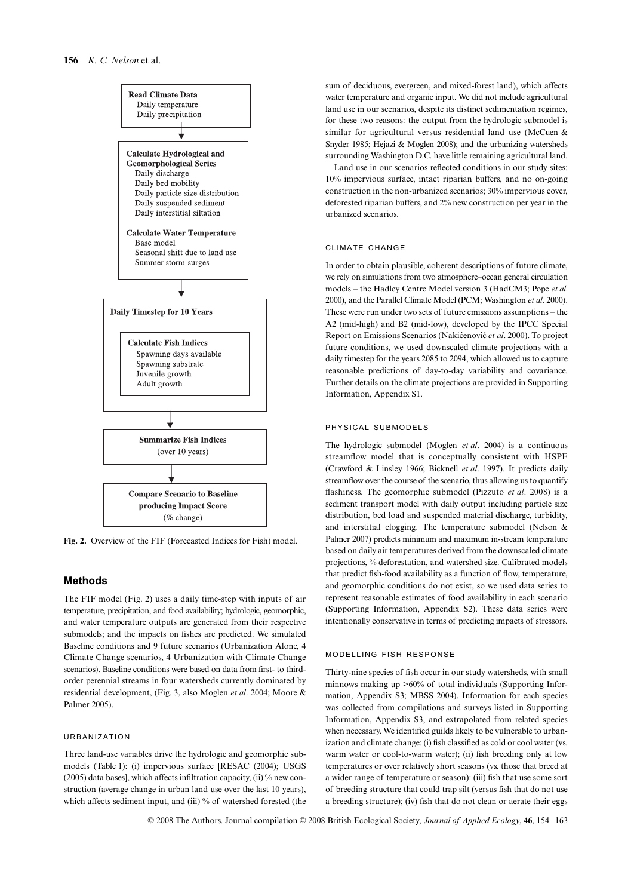**Read Climate Data**
Daily temperature
Daily precipitation

**Calculate Hydrological and Geomorphological Series**
Daily discharge
Daily bed mobility
Daily particle size distribution
Daily suspended sediment
Daily interstitial siltation

**Calculate Water Temperature**
Base model
Seasonal shift due to land use
Summer storm-surges

**Daily Timestep for 10 Years**

**Calculate Fish Indices**
Spawning days available
Spawning substrate
Juvenile growth
Adult growth

**Summarize Fish Indices**
(over 10 years)

**Compare Scenario to Baseline producing Impact Score**
(% change)

**Fig. 2.** Overview of the FIF (Forecasted Indices for Fish) model.

## Methods

The FIF model (Fig. 2) uses a daily time-step with inputs of air temperature, precipitation, and food availability; hydrologic, geomorphic, and water temperature outputs are generated from their respective submodels; and the impacts on fishes are predicted. We simulated Baseline conditions and 9 future scenarios (Urbanization Alone, 4 Climate Change scenarios, 4 Urbanization with Climate Change scenarios). Baseline conditions were based on data from first- to third-order perennial streams in four watersheds currently dominated by residential development, (Fig. 3, also Moglen *et al*. 2004; Moore & Palmer 2005).

### URBANIZATION

Three land-use variables drive the hydrologic and geomorphic submodels (Table 1): (i) impervious surface [RESAC (2004); USGS (2005) data bases], which affects infiltration capacity, (ii) % new construction (average change in urban land use over the last 10 years), which affects sediment input, and (iii) % of watershed forested (the sum of deciduous, evergreen, and mixed-forest land), which affects water temperature and organic input. We did not include agricultural land use in our scenarios, despite its distinct sedimentation regimes, for these two reasons: the output from the hydrologic submodel is similar for agricultural versus residential land use (McCuen & Snyder 1985; Hejazi & Moglen 2008); and the urbanizing watersheds surrounding Washington D.C. have little remaining agricultural land.

Land use in our scenarios reflected conditions in our study sites: 10% impervious surface, intact riparian buffers, and no on-going construction in the non-urbanized scenarios; 30% impervious cover, deforested riparian buffers, and 2% new construction per year in the urbanized scenarios.

### CLIMATE CHANGE

In order to obtain plausible, coherent descriptions of future climate, we rely on simulations from two atmosphere–ocean general circulation models – the Hadley Centre Model version 3 (HadCM3; Pope *et al*. 2000), and the Parallel Climate Model (PCM; Washington *et al*. 2000). These were run under two sets of future emissions assumptions – the A2 (mid-high) and B2 (mid-low), developed by the IPCC Special Report on Emissions Scenarios (Nakićenović *et al*. 2000). To project future conditions, we used downscaled climate projections with a daily timestep for the years 2085 to 2094, which allowed us to capture reasonable predictions of day-to-day variability and covariance. Further details on the climate projections are provided in Supporting Information, Appendix S1.

### PHYSICAL SUBMODELS

The hydrologic submodel (Moglen *et al*. 2004) is a continuous streamflow model that is conceptually consistent with HSPF (Crawford & Linsley 1966; Bicknell *et al*. 1997). It predicts daily streamflow over the course of the scenario, thus allowing us to quantify flashiness. The geomorphic submodel (Pizzuto *et al*. 2008) is a sediment transport model with daily output including particle size distribution, bed load and suspended material discharge, turbidity, and interstitial clogging. The temperature submodel (Nelson & Palmer 2007) predicts minimum and maximum in-stream temperature based on daily air temperatures derived from the downscaled climate projections, % deforestation, and watershed size. Calibrated models that predict fish-food availability as a function of flow, temperature, and geomorphic conditions do not exist, so we used data series to represent reasonable estimates of food availability in each scenario (Supporting Information, Appendix S2). These data series were intentionally conservative in terms of predicting impacts of stressors.

### MODELLING FISH RESPONSE

Thirty-nine species of fish occur in our study watersheds, with small minnows making up >60% of total individuals (Supporting Information, Appendix S3; MBSS 2004). Information for each species was collected from compilations and surveys listed in Supporting Information, Appendix S3, and extrapolated from related species when necessary. We identified guilds likely to be vulnerable to urbanization and climate change: (i) fish classified as cold or cool water (vs. warm water or cool-to-warm water); (ii) fish breeding only at low temperatures or over relatively short seasons (vs. those that breed at a wider range of temperature or season): (iii) fish that use some sort of breeding structure that could trap silt (versus fish that do not use a breeding structure); (iv) fish that do not clean or aerate their eggs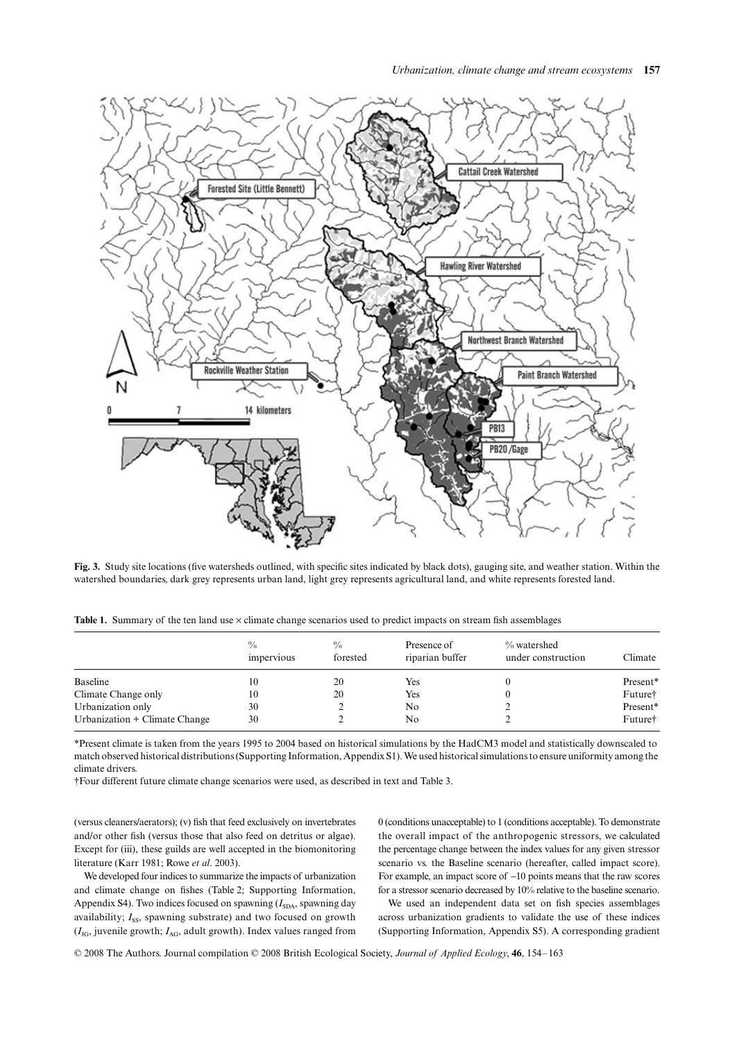**Fig. 3.** Study site locations (five watersheds outlined, with specific sites indicated by black dots), gauging site, and weather station. Within the watershed boundaries, dark grey represents urban land, light grey represents agricultural land, and white represents forested land.

**Table 1.** Summary of the ten land use × climate change scenarios used to predict impacts on stream fish assemblages

| | % impervious | % forested | Presence of riparian buffer | % watershed under construction | Climate |
|---|---|---|---|---|---|
| Baseline | 10 | 20 | Yes | 0 | Present* |
| Climate Change only | 10 | 20 | Yes | 0 | Future† |
| Urbanization only | 30 | 2 | No | 2 | Present* |
| Urbanization + Climate Change | 30 | 2 | No | 2 | Future† |

*Present climate is taken from the years 1995 to 2004 based on historical simulations by the HadCM3 model and statistically downscaled to match observed historical distributions (Supporting Information, Appendix S1). We used historical simulations to ensure uniformity among the climate drivers.

†Four different future climate change scenarios were used, as described in text and Table 3.

(versus cleaners/aerators); (v) fish that feed exclusively on invertebrates and/or other fish (versus those that also feed on detritus or algae). Except for (iii), these guilds are well accepted in the biomonitoring literature (Karr 1981; Rowe *et al*. 2003).

We developed four indices to summarize the impacts of urbanization and climate change on fishes (Table 2; Supporting Information, Appendix S4). Two indices focused on spawning ($I_{SDA}$, spawning day availability; $I_{SS}$, spawning substrate) and two focused on growth ($I_{JG}$, juvenile growth; $I_{AG}$, adult growth). Index values ranged from 0 (conditions unacceptable) to 1 (conditions acceptable). To demonstrate the overall impact of the anthropogenic stressors, we calculated the percentage change between the index values for any given stressor scenario vs. the Baseline scenario (hereafter, called impact score). For example, an impact score of −10 points means that the raw scores for a stressor scenario decreased by 10% relative to the baseline scenario.

We used an independent data set on fish species assemblages across urbanization gradients to validate the use of these indices (Supporting Information, Appendix S5). A corresponding gradient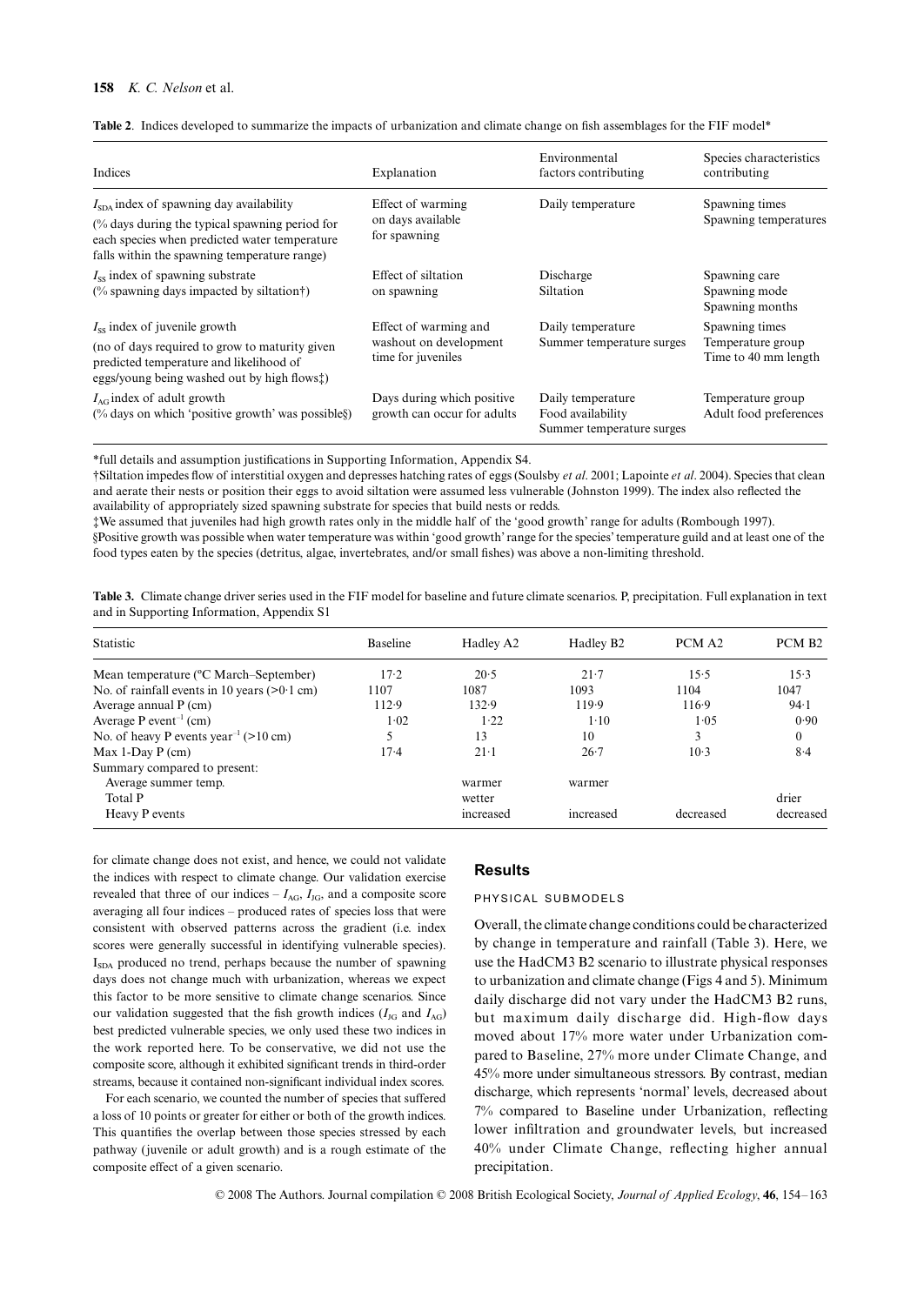**Table 2.** Indices developed to summarize the impacts of urbanization and climate change on fish assemblages for the FIF model*

| Indices | Explanation | Environmental factors contributing | Species characteristics contributing |
|---|---|---|---|
| $I_{SDA}$ index of spawning day availability (% days during the typical spawning period for each species when predicted water temperature falls within the spawning temperature range) | Effect of warming on days available for spawning | Daily temperature | Spawning times Spawning temperatures |
| $I_{SS}$ index of spawning substrate (% spawning days impacted by siltation†) | Effect of siltation on spawning | Discharge Siltation | Spawning care Spawning mode Spawning months |
| $I_{SS}$ index of juvenile growth (no of days required to grow to maturity given predicted temperature and likelihood of eggs/young being washed out by high flows‡) | Effect of warming and washout on development time for juveniles | Daily temperature Summer temperature surges | Spawning times Temperature group Time to 40 mm length |
| $I_{AG}$ index of adult growth (% days on which 'positive growth' was possible§) | Days during which positive growth can occur for adults | Daily temperature Food availability Summer temperature surges | Temperature group Adult food preferences |

*full details and assumption justifications in Supporting Information, Appendix S4.

†Siltation impedes flow of interstitial oxygen and depresses hatching rates of eggs (Soulsby *et al*. 2001; Lapointe *et al*. 2004). Species that clean and aerate their nests or position their eggs to avoid siltation were assumed less vulnerable (Johnston 1999). The index also reflected the availability of appropriately sized spawning substrate for species that build nests or redds.

‡We assumed that juveniles had high growth rates only in the middle half of the 'good growth' range for adults (Rombough 1997).

§Positive growth was possible when water temperature was within 'good growth' range for the species' temperature guild and at least one of the food types eaten by the species (detritus, algae, invertebrates, and/or small fishes) was above a non-limiting threshold.

**Table 3.** Climate change driver series used in the FIF model for baseline and future climate scenarios. P, precipitation. Full explanation in text and in Supporting Information, Appendix S1

| Statistic | Baseline | Hadley A2 | Hadley B2 | PCM A2 | PCM B2 |
|---|---|---|---|---|---|
| Mean temperature (°C March–September) | 17·2 | 20·5 | 21·7 | 15·5 | 15·3 |
| No. of rainfall events in 10 years (>0·1 cm) | 1107 | 1087 | 1093 | 1104 | 1047 |
| Average annual P (cm) | 112·9 | 132·9 | 119·9 | 116·9 | 94·1 |
| Average P event$^{-1}$ (cm) | 1·02 | 1·22 | 1·10 | 1·05 | 0·90 |
| No. of heavy P events year$^{-1}$ (>10 cm) | 5 | 13 | 10 | 3 | 0 |
| Max 1-Day P (cm) | 17·4 | 21·1 | 26·7 | 10·3 | 8·4 |
| Summary compared to present: | | | | | |
| Average summer temp. | | warmer | warmer | | |
| Total P | | wetter | | | drier |
| Heavy P events | | increased | increased | decreased | decreased |

for climate change does not exist, and hence, we could not validate the indices with respect to climate change. Our validation exercise revealed that three of our indices – $I_{AG}$, $I_{JG}$, and a composite score averaging all four indices – produced rates of species loss that were consistent with observed patterns across the gradient (i.e. index scores were generally successful in identifying vulnerable species). $I_{SDA}$ produced no trend, perhaps because the number of spawning days does not change much with urbanization, whereas we expect this factor to be more sensitive to climate change scenarios. Since our validation suggested that the fish growth indices ($I_{JG}$ and $I_{AG}$) best predicted vulnerable species, we only used these two indices in the work reported here. To be conservative, we did not use the composite score, although it exhibited significant trends in third-order streams, because it contained non-significant individual index scores.

For each scenario, we counted the number of species that suffered a loss of 10 points or greater for either or both of the growth indices. This quantifies the overlap between those species stressed by each pathway (juvenile or adult growth) and is a rough estimate of the composite effect of a given scenario.

## Results

### PHYSICAL SUBMODELS

Overall, the climate change conditions could be characterized by change in temperature and rainfall (Table 3). Here, we use the HadCM3 B2 scenario to illustrate physical responses to urbanization and climate change (Figs 4 and 5). Minimum daily discharge did not vary under the HadCM3 B2 runs, but maximum daily discharge did. High-flow days moved about 17% more water under Urbanization compared to Baseline, 27% more under Climate Change, and 45% more under simultaneous stressors. By contrast, median discharge, which represents 'normal' levels, decreased about 7% compared to Baseline under Urbanization, reflecting lower infiltration and groundwater levels, but increased 40% under Climate Change, reflecting higher annual precipitation.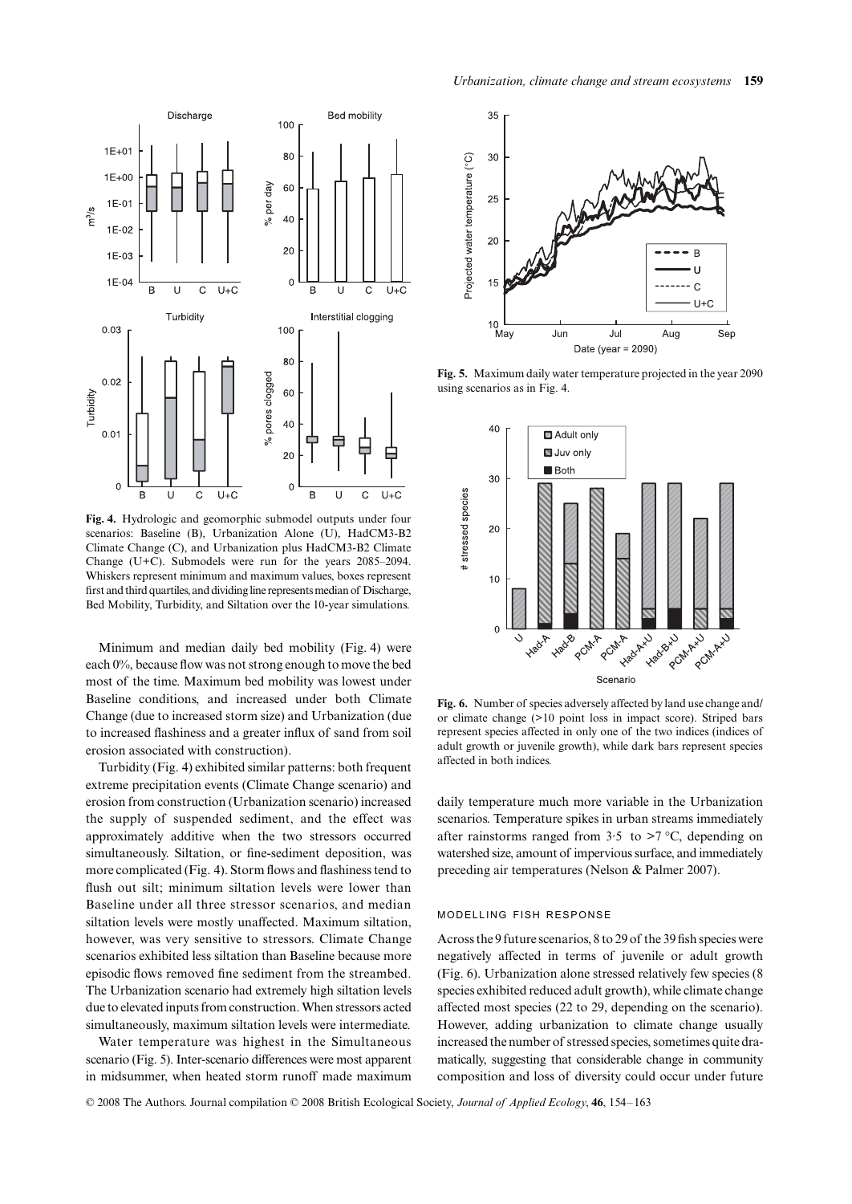**Fig. 4.** Hydrologic and geomorphic submodel outputs under four scenarios: Baseline (B), Urbanization Alone (U), HadCM3-B2 Climate Change (C), and Urbanization plus HadCM3-B2 Climate Change (U+C). Submodels were run for the years 2085–2094. Whiskers represent minimum and maximum values, boxes represent first and third quartiles, and dividing line represents median of Discharge, Bed Mobility, Turbidity, and Siltation over the 10-year simulations.

Minimum and median daily bed mobility (Fig. 4) were each 0%, because flow was not strong enough to move the bed most of the time. Maximum bed mobility was lowest under Baseline conditions, and increased under both Climate Change (due to increased storm size) and Urbanization (due to increased flashiness and a greater influx of sand from soil erosion associated with construction).

Turbidity (Fig. 4) exhibited similar patterns: both frequent extreme precipitation events (Climate Change scenario) and erosion from construction (Urbanization scenario) increased the supply of suspended sediment, and the effect was approximately additive when the two stressors occurred simultaneously. Siltation, or fine-sediment deposition, was more complicated (Fig. 4). Storm flows and flashiness tend to flush out silt; minimum siltation levels were lower than Baseline under all three stressor scenarios, and median siltation levels were mostly unaffected. Maximum siltation, however, was very sensitive to stressors. Climate Change scenarios exhibited less siltation than Baseline because more episodic flows removed fine sediment from the streambed. The Urbanization scenario had extremely high siltation levels due to elevated inputs from construction. When stressors acted simultaneously, maximum siltation levels were intermediate.

Water temperature was highest in the Simultaneous scenario (Fig. 5). Inter-scenario differences were most apparent in midsummer, when heated storm runoff made maximum daily temperature much more variable in the Urbanization scenarios. Temperature spikes in urban streams immediately after rainstorms ranged from 3·5 to >7 °C, depending on watershed size, amount of impervious surface, and immediately preceding air temperatures (Nelson & Palmer 2007).

**Fig. 5.** Maximum daily water temperature projected in the year 2090 using scenarios as in Fig. 4.

**Fig. 6.** Number of species adversely affected by land use change and/or climate change (>10 point loss in impact score). Striped bars represent species affected in only one of the two indices (indices of adult growth or juvenile growth), while dark bars represent species affected in both indices.

### MODELLING FISH RESPONSE

Across the 9 future scenarios, 8 to 29 of the 39 fish species were negatively affected in terms of juvenile or adult growth (Fig. 6). Urbanization alone stressed relatively few species (8 species exhibited reduced adult growth), while climate change affected most species (22 to 29, depending on the scenario). However, adding urbanization to climate change usually increased the number of stressed species, sometimes quite dramatically, suggesting that considerable change in community composition and loss of diversity could occur under future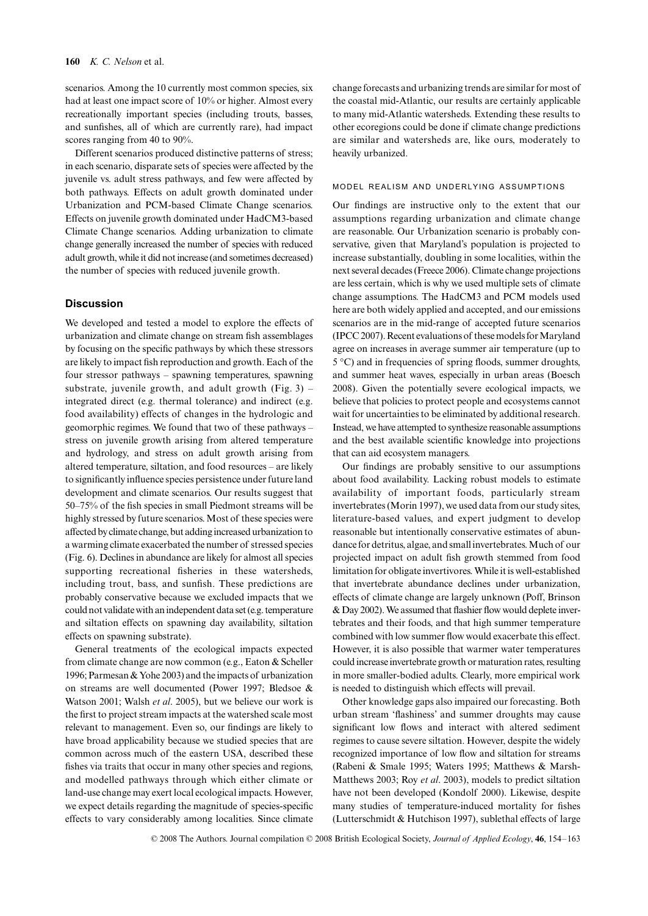scenarios. Among the 10 currently most common species, six had at least one impact score of 10% or higher. Almost every recreationally important species (including trouts, basses, and sunfishes, all of which are currently rare), had impact scores ranging from 40 to 90%.

Different scenarios produced distinctive patterns of stress; in each scenario, disparate sets of species were affected by the juvenile vs. adult stress pathways, and few were affected by both pathways. Effects on adult growth dominated under Urbanization and PCM-based Climate Change scenarios. Effects on juvenile growth dominated under HadCM3-based Climate Change scenarios. Adding urbanization to climate change generally increased the number of species with reduced adult growth, while it did not increase (and sometimes decreased) the number of species with reduced juvenile growth.

## Discussion

We developed and tested a model to explore the effects of urbanization and climate change on stream fish assemblages by focusing on the specific pathways by which these stressors are likely to impact fish reproduction and growth. Each of the four stressor pathways – spawning temperatures, spawning substrate, juvenile growth, and adult growth (Fig. 3) – integrated direct (e.g. thermal tolerance) and indirect (e.g. food availability) effects of changes in the hydrologic and geomorphic regimes. We found that two of these pathways – stress on juvenile growth arising from altered temperature and hydrology, and stress on adult growth arising from altered temperature, siltation, and food resources – are likely to significantly influence species persistence under future land development and climate scenarios. Our results suggest that 50–75% of the fish species in small Piedmont streams will be highly stressed by future scenarios. Most of these species were affected by climate change, but adding increased urbanization to a warming climate exacerbated the number of stressed species (Fig. 6). Declines in abundance are likely for almost all species supporting recreational fisheries in these watersheds, including trout, bass, and sunfish. These predictions are probably conservative because we excluded impacts that we could not validate with an independent data set (e.g. temperature and siltation effects on spawning day availability, siltation effects on spawning substrate).

General treatments of the ecological impacts expected from climate change are now common (e.g., Eaton & Scheller 1996; Parmesan & Yohe 2003) and the impacts of urbanization on streams are well documented (Power 1997; Bledsoe & Watson 2001; Walsh *et al*. 2005), but we believe our work is the first to project stream impacts at the watershed scale most relevant to management. Even so, our findings are likely to have broad applicability because we studied species that are common across much of the eastern USA, described these fishes via traits that occur in many other species and regions, and modelled pathways through which either climate or land-use change may exert local ecological impacts. However, we expect details regarding the magnitude of species-specific effects to vary considerably among localities. Since climate change forecasts and urbanizing trends are similar for most of the coastal mid-Atlantic, our results are certainly applicable to many mid-Atlantic watersheds. Extending these results to other ecoregions could be done if climate change predictions are similar and watersheds are, like ours, moderately to heavily urbanized.

### MODEL REALISM AND UNDERLYING ASSUMPTIONS

Our findings are instructive only to the extent that our assumptions regarding urbanization and climate change are reasonable. Our Urbanization scenario is probably conservative, given that Maryland's population is projected to increase substantially, doubling in some localities, within the next several decades (Freece 2006). Climate change projections are less certain, which is why we used multiple sets of climate change assumptions. The HadCM3 and PCM models used here are both widely applied and accepted, and our emissions scenarios are in the mid-range of accepted future scenarios (IPCC 2007). Recent evaluations of these models for Maryland agree on increases in average summer air temperature (up to 5 °C) and in frequencies of spring floods, summer droughts, and summer heat waves, especially in urban areas (Boesch 2008). Given the potentially severe ecological impacts, we believe that policies to protect people and ecosystems cannot wait for uncertainties to be eliminated by additional research. Instead, we have attempted to synthesize reasonable assumptions and the best available scientific knowledge into projections that can aid ecosystem managers.

Our findings are probably sensitive to our assumptions about food availability. Lacking robust models to estimate availability of important foods, particularly stream invertebrates (Morin 1997), we used data from our study sites, literature-based values, and expert judgment to develop reasonable but intentionally conservative estimates of abundance for detritus, algae, and small invertebrates. Much of our projected impact on adult fish growth stemmed from food limitation for obligate invertivores. While it is well-established that invertebrate abundance declines under urbanization, effects of climate change are largely unknown (Poff, Brinson & Day 2002). We assumed that flashier flow would deplete invertebrates and their foods, and that high summer temperature combined with low summer flow would exacerbate this effect. However, it is also possible that warmer water temperatures could increase invertebrate growth or maturation rates, resulting in more smaller-bodied adults. Clearly, more empirical work is needed to distinguish which effects will prevail.

Other knowledge gaps also impaired our forecasting. Both urban stream 'flashiness' and summer droughts may cause significant low flows and interact with altered sediment regimes to cause severe siltation. However, despite the widely recognized importance of low flow and siltation for streams (Rabeni & Smale 1995; Waters 1995; Matthews & Marsh-Matthews 2003; Roy *et al*. 2003), models to predict siltation have not been developed (Kondolf 2000). Likewise, despite many studies of temperature-induced mortality for fishes (Lutterschmidt & Hutchison 1997), sublethal effects of large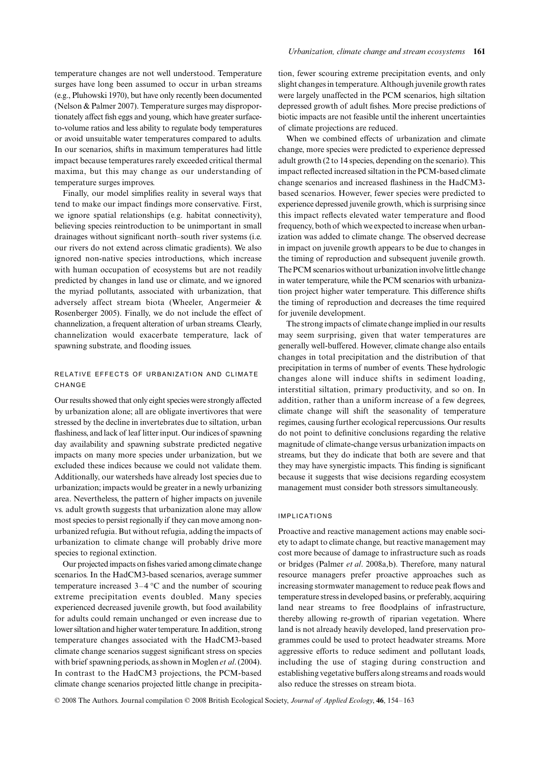temperature changes are not well understood. Temperature surges have long been assumed to occur in urban streams (e.g., Pluhowski 1970), but have only recently been documented (Nelson & Palmer 2007). Temperature surges may disproportionately affect fish eggs and young, which have greater surface-to-volume ratios and less ability to regulate body temperatures or avoid unsuitable water temperatures compared to adults. In our scenarios, shifts in maximum temperatures had little impact because temperatures rarely exceeded critical thermal maxima, but this may change as our understanding of temperature surges improves.

Finally, our model simplifies reality in several ways that tend to make our impact findings more conservative. First, we ignore spatial relationships (e.g. habitat connectivity), believing species reintroduction to be unimportant in small drainages without significant north–south river systems (i.e. our rivers do not extend across climatic gradients). We also ignored non-native species introductions, which increase with human occupation of ecosystems but are not readily predicted by changes in land use or climate, and we ignored the myriad pollutants, associated with urbanization, that adversely affect stream biota (Wheeler, Angermeier & Rosenberger 2005). Finally, we do not include the effect of channelization, a frequent alteration of urban streams. Clearly, channelization would exacerbate temperature, lack of spawning substrate, and flooding issues.

### RELATIVE EFFECTS OF URBANIZATION AND CLIMATE CHANGE

Our results showed that only eight species were strongly affected by urbanization alone; all are obligate invertivores that were stressed by the decline in invertebrates due to siltation, urban flashiness, and lack of leaf litter input. Our indices of spawning day availability and spawning substrate predicted negative impacts on many more species under urbanization, but we excluded these indices because we could not validate them. Additionally, our watersheds have already lost species due to urbanization; impacts would be greater in a newly urbanizing area. Nevertheless, the pattern of higher impacts on juvenile vs. adult growth suggests that urbanization alone may allow most species to persist regionally if they can move among non-urbanized refugia. But without refugia, adding the impacts of urbanization to climate change will probably drive more species to regional extinction.

Our projected impacts on fishes varied among climate change scenarios. In the HadCM3-based scenarios, average summer temperature increased 3–4 °C and the number of scouring extreme precipitation events doubled. Many species experienced decreased juvenile growth, but food availability for adults could remain unchanged or even increase due to lower siltation and higher water temperature. In addition, strong temperature changes associated with the HadCM3-based climate change scenarios suggest significant stress on species with brief spawning periods, as shown in Moglen *et al*. (2004). In contrast to the HadCM3 projections, the PCM-based climate change scenarios projected little change in precipitation, fewer scouring extreme precipitation events, and only slight changes in temperature. Although juvenile growth rates were largely unaffected in the PCM scenarios, high siltation depressed growth of adult fishes. More precise predictions of biotic impacts are not feasible until the inherent uncertainties of climate projections are reduced.

When we combined effects of urbanization and climate change, more species were predicted to experience depressed adult growth (2 to 14 species, depending on the scenario). This impact reflected increased siltation in the PCM-based climate change scenarios and increased flashiness in the HadCM3-based scenarios. However, fewer species were predicted to experience depressed juvenile growth, which is surprising since this impact reflects elevated water temperature and flood frequency, both of which we expected to increase when urbanization was added to climate change. The observed decrease in impact on juvenile growth appears to be due to changes in the timing of reproduction and subsequent juvenile growth. The PCM scenarios without urbanization involve little change in water temperature, while the PCM scenarios with urbanization project higher water temperature. This difference shifts the timing of reproduction and decreases the time required for juvenile development.

The strong impacts of climate change implied in our results may seem surprising, given that water temperatures are generally well-buffered. However, climate change also entails changes in total precipitation and the distribution of that precipitation in terms of number of events. These hydrologic changes alone will induce shifts in sediment loading, interstitial siltation, primary productivity, and so on. In addition, rather than a uniform increase of a few degrees, climate change will shift the seasonality of temperature regimes, causing further ecological repercussions. Our results do not point to definitive conclusions regarding the relative magnitude of climate-change versus urbanization impacts on streams, but they do indicate that both are severe and that they may have synergistic impacts. This finding is significant because it suggests that wise decisions regarding ecosystem management must consider both stressors simultaneously.

### IMPLICATIONS

Proactive and reactive management actions may enable society to adapt to climate change, but reactive management may cost more because of damage to infrastructure such as roads or bridges (Palmer *et al*. 2008a,b). Therefore, many natural resource managers prefer proactive approaches such as increasing stormwater management to reduce peak flows and temperature stress in developed basins, or preferably, acquiring land near streams to free floodplains of infrastructure, thereby allowing re-growth of riparian vegetation. Where land is not already heavily developed, land preservation programmes could be used to protect headwater streams. More aggressive efforts to reduce sediment and pollutant loads, including the use of staging during construction and establishing vegetative buffers along streams and roads would also reduce the stresses on stream biota.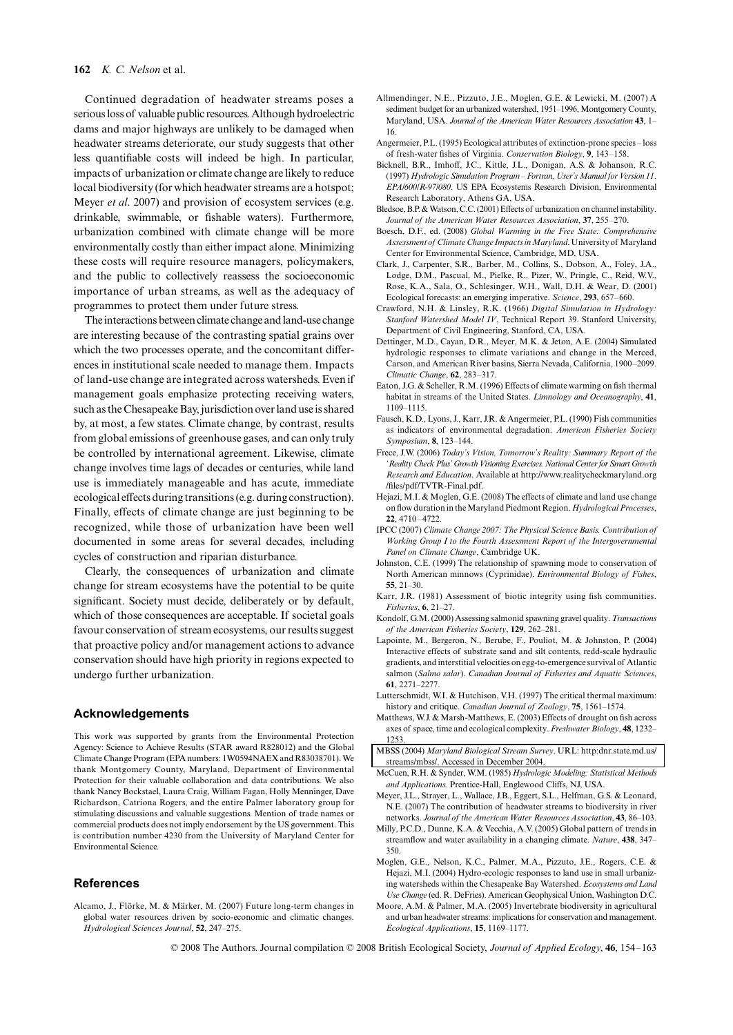Continued degradation of headwater streams poses a serious loss of valuable public resources. Although hydroelectric dams and major highways are unlikely to be damaged when headwater streams deteriorate, our study suggests that other less quantifiable costs will indeed be high. In particular, impacts of urbanization or climate change are likely to reduce local biodiversity (for which headwater streams are a hotspot; Meyer *et al*. 2007) and provision of ecosystem services (e.g. drinkable, swimmable, or fishable waters). Furthermore, urbanization combined with climate change will be more environmentally costly than either impact alone. Minimizing these costs will require resource managers, policymakers, and the public to collectively reassess the socioeconomic importance of urban streams, as well as the adequacy of programmes to protect them under future stress.

The interactions between climate change and land-use change are interesting because of the contrasting spatial grains over which the two processes operate, and the concomitant differences in institutional scale needed to manage them. Impacts of land-use change are integrated across watersheds. Even if management goals emphasize protecting receiving waters, such as the Chesapeake Bay, jurisdiction over land use is shared by, at most, a few states. Climate change, by contrast, results from global emissions of greenhouse gases, and can only truly be controlled by international agreement. Likewise, climate change involves time lags of decades or centuries, while land use is immediately manageable and has acute, immediate ecological effects during transitions (e.g. during construction). Finally, effects of climate change are just beginning to be recognized, while those of urbanization have been well documented in some areas for several decades, including cycles of construction and riparian disturbance.

Clearly, the consequences of urbanization and climate change for stream ecosystems have the potential to be quite significant. Society must decide, deliberately or by default, which of those consequences are acceptable. If societal goals favour conservation of stream ecosystems, our results suggest that proactive policy and/or management actions to advance conservation should have high priority in regions expected to undergo further urbanization.

## Acknowledgements

This work was supported by grants from the Environmental Protection Agency: Science to Achieve Results (STAR award R828012) and the Global Climate Change Program (EPA numbers: 1W0594NAEX and R83038701). We thank Montgomery County, Maryland, Department of Environmental Protection for their valuable collaboration and data contributions. We also thank Nancy Bockstael, Laura Craig, William Fagan, Holly Menninger, Dave Richardson, Catriona Rogers, and the entire Palmer laboratory group for stimulating discussions and valuable suggestions. Mention of trade names or commercial products does not imply endorsement by the US government. This is contribution number 4230 from the University of Maryland Center for Environmental Science.

## References

Alcamo, J., Flörke, M. & Märker, M. (2007) Future long-term changes in global water resources driven by socio-economic and climatic changes. *Hydrological Sciences Journal*, **52**, 247–275.

Allmendinger, N.E., Pizzuto, J.E., Moglen, G.E. & Lewicki, M. (2007) A sediment budget for an urbanized watershed, 1951–1996, Montgomery County, Maryland, USA. *Journal of the American Water Resources Association* **43**, 1–16.

Angermeier, P.L. (1995) Ecological attributes of extinction-prone species – loss of fresh-water fishes of Virginia. *Conservation Biology*, **9**, 143–158.

Bicknell, B.R., Imhoff, J.C., Kittle, J.L., Donigan, A.S. & Johanson, R.C. (1997) *Hydrologic Simulation Program – Fortran, User's Manual for Version 11*. *EPA/600/R-97/080*. US EPA Ecosystems Research Division, Environmental Research Laboratory, Athens GA, USA.

Bledsoe, B.P. & Watson, C.C. (2001) Effects of urbanization on channel instability. *Journal of the American Water Resources Association*, **37**, 255–270.

Boesch, D.F., ed. (2008) *Global Warming in the Free State: Comprehensive Assessment of Climate Change Impacts in Maryland*. University of Maryland Center for Environmental Science, Cambridge, MD, USA.

Clark, J., Carpenter, S.R., Barber, M., Collins, S., Dobson, A., Foley, J.A., Lodge, D.M., Pascual, M., Pielke, R., Pizer, W., Pringle, C., Reid, W.V., Rose, K.A., Sala, O., Schlesinger, W.H., Wall, D.H. & Wear, D. (2001) Ecological forecasts: an emerging imperative. *Science*, **293**, 657–660.

Crawford, N.H. & Linsley, R.K. (1966) *Digital Simulation in Hydrology: Stanford Watershed Model IV*, Technical Report 39. Stanford University, Department of Civil Engineering, Stanford, CA, USA.

Dettinger, M.D., Cayan, D.R., Meyer, M.K. & Jeton, A.E. (2004) Simulated hydrologic responses to climate variations and change in the Merced, Carson, and American River basins, Sierra Nevada, California, 1900–2099. *Climatic Change*, **62**, 283–317.

Eaton, J.G. & Scheller, R.M. (1996) Effects of climate warming on fish thermal habitat in streams of the United States. *Limnology and Oceanography*, **41**, 1109–1115.

Fausch, K.D., Lyons, J., Karr, J.R. & Angermeier, P.L. (1990) Fish communities as indicators of environmental degradation. *American Fisheries Society Symposium*, **8**, 123–144.

Frece, J.W. (2006) *Today's Vision, Tomorrow's Reality: Summary Report of the 'Reality Check Plus' Growth Visioning Exercises. National Center for Smart Growth Research and Education*. Available at http://www.realitycheckmaryland.org/files/pdf/TVTR-Final.pdf.

Hejazi, M.I. & Moglen, G.E. (2008) The effects of climate and land use change on flow duration in the Maryland Piedmont Region. *Hydrological Processes*, **22**, 4710–4722.

IPCC (2007) *Climate Change 2007: The Physical Science Basis. Contribution of Working Group I to the Fourth Assessment Report of the Intergovernmental Panel on Climate Change*, Cambridge UK.

Johnston, C.E. (1999) The relationship of spawning mode to conservation of North American minnows (Cyprinidae). *Environmental Biology of Fishes*, **55**, 21–30.

Karr, J.R. (1981) Assessment of biotic integrity using fish communities. *Fisheries*, **6**, 21–27.

Kondolf, G.M. (2000) Assessing salmonid spawning gravel quality. *Transactions of the American Fisheries Society*, **129**, 262–281.

Lapointe, M., Bergeron, N., Berube, F., Pouliot, M. & Johnston, P. (2004) Interactive effects of substrate sand and silt contents, redd-scale hydraulic gradients, and interstitial velocities on egg-to-emergence survival of Atlantic salmon (*Salmo salar*). *Canadian Journal of Fisheries and Aquatic Sciences*, **61**, 2271–2277.

Lutterschmidt, W.I. & Hutchison, V.H. (1997) The critical thermal maximum: history and critique. *Canadian Journal of Zoology*, **75**, 1561–1574.

Matthews, W.J. & Marsh-Matthews, E. (2003) Effects of drought on fish across axes of space, time and ecological complexity. *Freshwater Biology*, **48**, 1232–1253.

MBSS (2004) *Maryland Biological Stream Survey*. URL: http:dnr.state.md.us/streams/mbss/. Accessed in December 2004.

McCuen, R.H. & Synder, W.M. (1985) *Hydrologic Modeling: Statistical Methods and Applications.* Prentice-Hall, Englewood Cliffs, NJ, USA.

Meyer, J.L., Strayer, L., Wallace, J.B., Eggert, S.L., Helfman, G.S. & Leonard, N.E. (2007) The contribution of headwater streams to biodiversity in river networks. *Journal of the American Water Resources Association*, **43**, 86–103.

Milly, P.C.D., Dunne, K.A. & Vecchia, A.V. (2005) Global pattern of trends in streamflow and water availability in a changing climate. *Nature*, **438**, 347–350.

Moglen, G.E., Nelson, K.C., Palmer, M.A., Pizzuto, J.E., Rogers, C.E. & Hejazi, M.I. (2004) Hydro-ecologic responses to land use in small urbanizing watersheds within the Chesapeake Bay Watershed. *Ecosystems and Land Use Change* (ed. R. DeFries). American Geophysical Union, Washington D.C.

Moore, A.M. & Palmer, M.A. (2005) Invertebrate biodiversity in agricultural and urban headwater streams: implications for conservation and management. *Ecological Applications*, **15**, 1169–1177.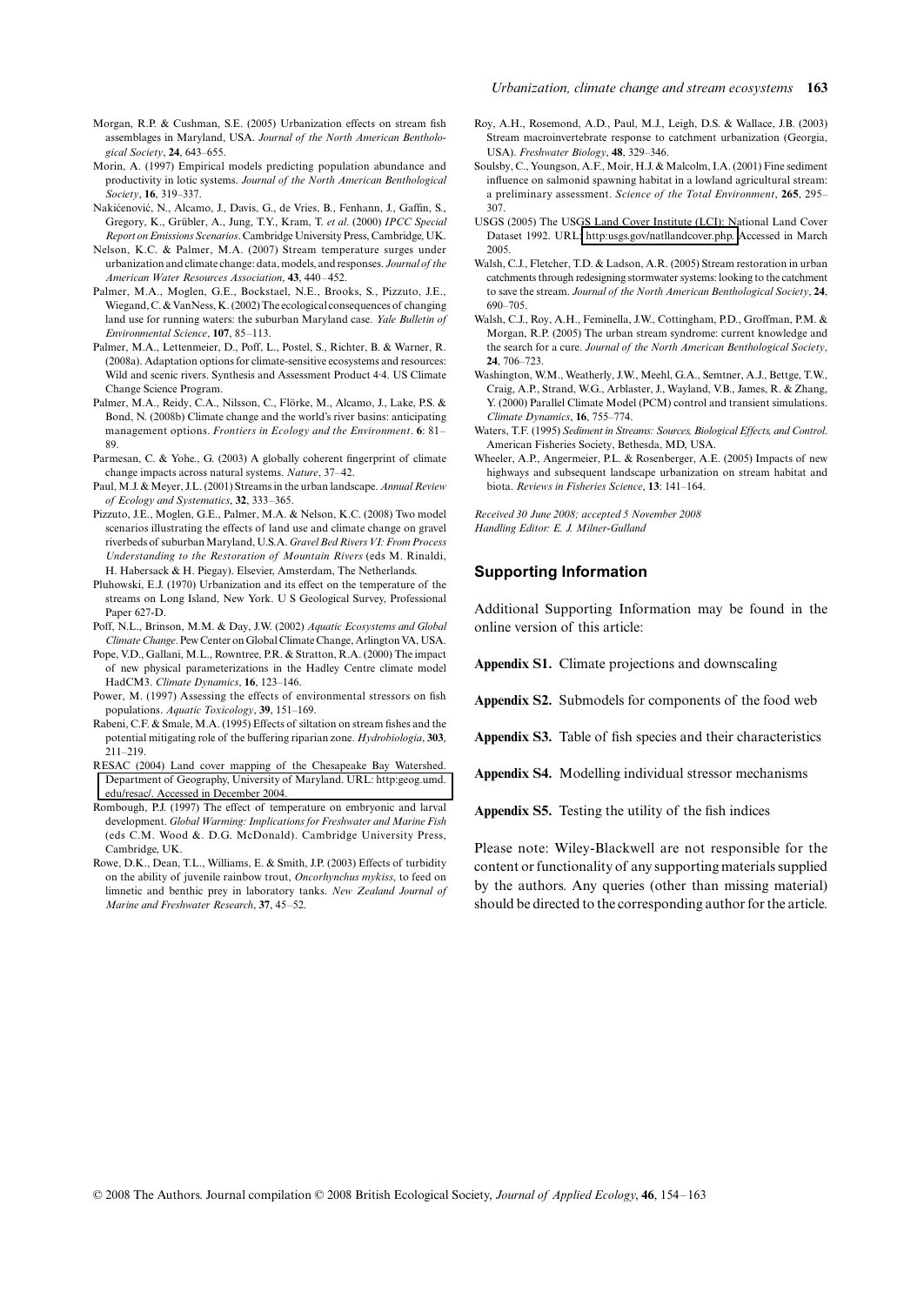Morgan, R.P. & Cushman, S.E. (2005) Urbanization effects on stream fish assemblages in Maryland, USA. *Journal of the North American Benthological Society*, **24**, 643–655.

Morin, A. (1997) Empirical models predicting population abundance and productivity in lotic systems. *Journal of the North American Benthological Society*, **16**, 319–337.

Nakićenović, N., Alcamo, J., Davis, G., de Vries, B., Fenhann, J., Gaffin, S., Gregory, K., Grübler, A., Jung, T.Y., Kram, T. *et al.* (2000) *IPCC Special Report on Emissions Scenarios*. Cambridge University Press, Cambridge, UK.

Nelson, K.C. & Palmer, M.A. (2007) Stream temperature surges under urbanization and climate change: data, models, and responses. *Journal of the American Water Resources Association*, **43**, 440–452.

Palmer, M.A., Moglen, G.E., Bockstael, N.E., Brooks, S., Pizzuto, J.E., Wiegand, C. & VanNess, K. (2002) The ecological consequences of changing land use for running waters: the suburban Maryland case. *Yale Bulletin of Environmental Science*, **107**, 85–113.

Palmer, M.A., Lettenmeier, D., Poff, L., Postel, S., Richter, B. & Warner, R. (2008a). Adaptation options for climate-sensitive ecosystems and resources: Wild and scenic rivers. Synthesis and Assessment Product 4·4. US Climate Change Science Program.

Palmer, M.A., Reidy, C.A., Nilsson, C., Flörke, M., Alcamo, J., Lake, P.S. & Bond, N. (2008b) Climate change and the world's river basins: anticipating management options. *Frontiers in Ecology and the Environment*. **6**: 81–89.

Parmesan, C. & Yohe., G. (2003) A globally coherent fingerprint of climate change impacts across natural systems. *Nature*, 37–42.

Paul, M.J. & Meyer, J.L. (2001) Streams in the urban landscape. *Annual Review of Ecology and Systematics*, **32**, 333–365.

Pizzuto, J.E., Moglen, G.E., Palmer, M.A. & Nelson, K.C. (2008) Two model scenarios illustrating the effects of land use and climate change on gravel riverbeds of suburban Maryland, U.S.A. *Gravel Bed Rivers VI: From Process Understanding to the Restoration of Mountain Rivers* (eds M. Rinaldi, H. Habersack & H. Piegay). Elsevier, Amsterdam, The Netherlands.

Pluhowski, E.J. (1970) Urbanization and its effect on the temperature of the streams on Long Island, New York. U S Geological Survey, Professional Paper 627-D.

Poff, N.L., Brinson, M.M. & Day, J.W. (2002) *Aquatic Ecosystems and Global Climate Change*. Pew Center on Global Climate Change, Arlington VA, USA.

Pope, V.D., Gallani, M.L., Rowntree, P.R. & Stratton, R.A. (2000) The impact of new physical parameterizations in the Hadley Centre climate model HadCM3. *Climate Dynamics*, **16**, 123–146.

Power, M. (1997) Assessing the effects of environmental stressors on fish populations. *Aquatic Toxicology*, **39**, 151–169.

Rabeni, C.F. & Smale, M.A. (1995) Effects of siltation on stream fishes and the potential mitigating role of the buffering riparian zone. *Hydrobiologia*, **303**, 211–219.

RESAC (2004) Land cover mapping of the Chesapeake Bay Watershed. Department of Geography, University of Maryland. URL: http:geog.umd.edu/resac/. Accessed in December 2004.

Rombough, P.J. (1997) The effect of temperature on embryonic and larval development. *Global Warming: Implications for Freshwater and Marine Fish* (eds C.M. Wood &. D.G. McDonald). Cambridge University Press, Cambridge, UK.

Rowe, D.K., Dean, T.L., Williams, E. & Smith, J.P. (2003) Effects of turbidity on the ability of juvenile rainbow trout, *Oncorhynchus mykiss*, to feed on limnetic and benthic prey in laboratory tanks. *New Zealand Journal of Marine and Freshwater Research*, **37**, 45–52.

Roy, A.H., Rosemond, A.D., Paul, M.J., Leigh, D.S. & Wallace, J.B. (2003) Stream macroinvertebrate response to catchment urbanization (Georgia, USA). *Freshwater Biology*, **48**, 329–346.

Soulsby, C., Youngson, A.F., Moir, H.J. & Malcolm, I.A. (2001) Fine sediment influence on salmonid spawning habitat in a lowland agricultural stream: a preliminary assessment. *Science of the Total Environment*, **265**, 295–307.

USGS (2005) The USGS Land Cover Institute (LCI): National Land Cover Dataset 1992. URL: http:usgs.gov/natllandcover.php. Accessed in March 2005.

Walsh, C.J., Fletcher, T.D. & Ladson, A.R. (2005) Stream restoration in urban catchments through redesigning stormwater systems: looking to the catchment to save the stream. *Journal of the North American Benthological Society*, **24**, 690–705.

Walsh, C.J., Roy, A.H., Feminella, J.W., Cottingham, P.D., Groffman, P.M. & Morgan, R.P. (2005) The urban stream syndrome: current knowledge and the search for a cure. *Journal of the North American Benthological Society*, **24**, 706–723.

Washington, W.M., Weatherly, J.W., Meehl, G.A., Semtner, A.J., Bettge, T.W., Craig, A.P., Strand, W.G., Arblaster, J., Wayland, V.B., James, R. & Zhang, Y. (2000) Parallel Climate Model (PCM) control and transient simulations. *Climate Dynamics*, **16**, 755–774.

Waters, T.F. (1995) *Sediment in Streams: Sources, Biological Effects, and Control*. American Fisheries Society, Bethesda, MD, USA.

Wheeler, A.P., Angermeier, P.L. & Rosenberger, A.E. (2005) Impacts of new highways and subsequent landscape urbanization on stream habitat and biota. *Reviews in Fisheries Science*, **13**: 141–164.

*Received 30 June 2008; accepted 5 November 2008*
*Handling Editor: E. J. Milner-Gulland*

## Supporting Information

Additional Supporting Information may be found in the online version of this article:

**Appendix S1.** Climate projections and downscaling

**Appendix S2.** Submodels for components of the food web

**Appendix S3.** Table of fish species and their characteristics

**Appendix S4.** Modelling individual stressor mechanisms

**Appendix S5.** Testing the utility of the fish indices

Please note: Wiley-Blackwell are not responsible for the content or functionality of any supporting materials supplied by the authors. Any queries (other than missing material) should be directed to the corresponding author for the article.